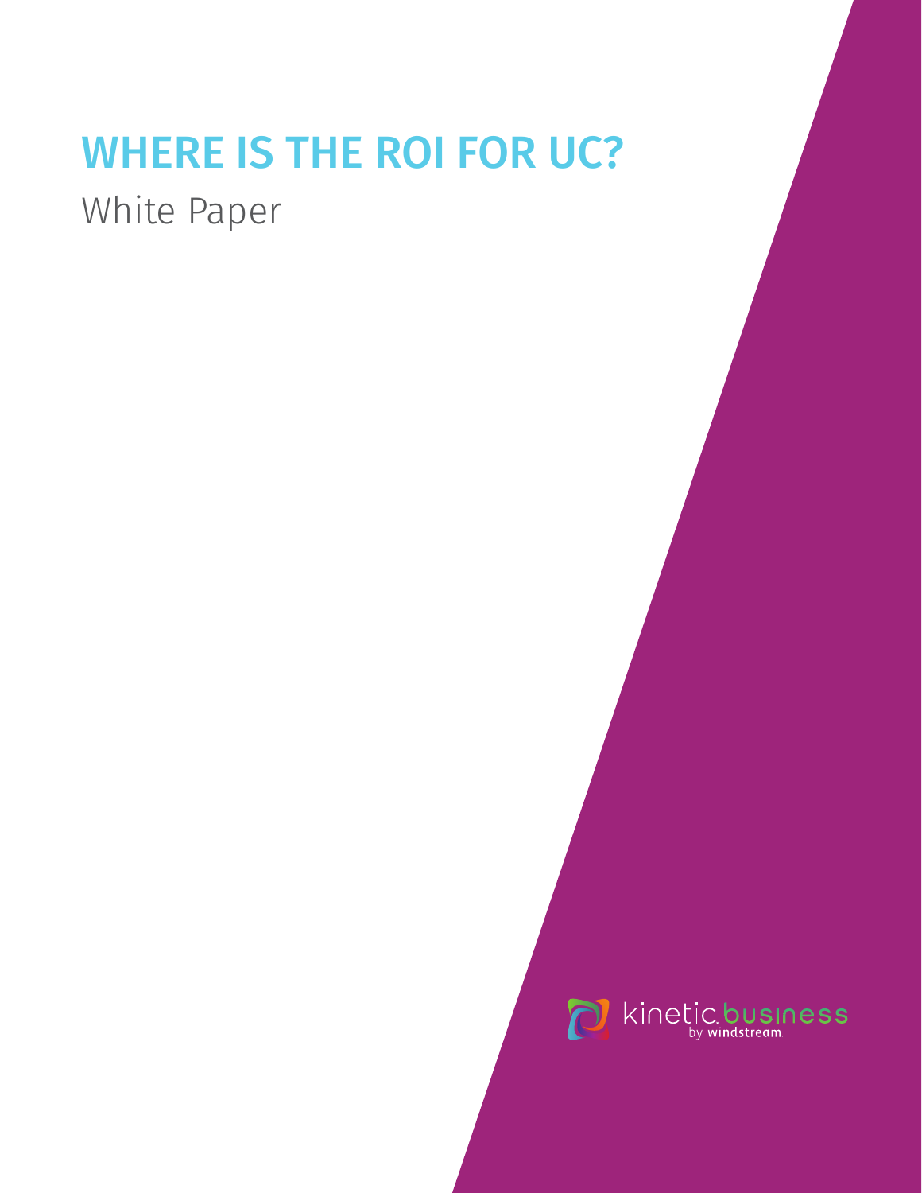# WHERE IS THE ROI FOR UC?

White Paper

kinetic business by windstream.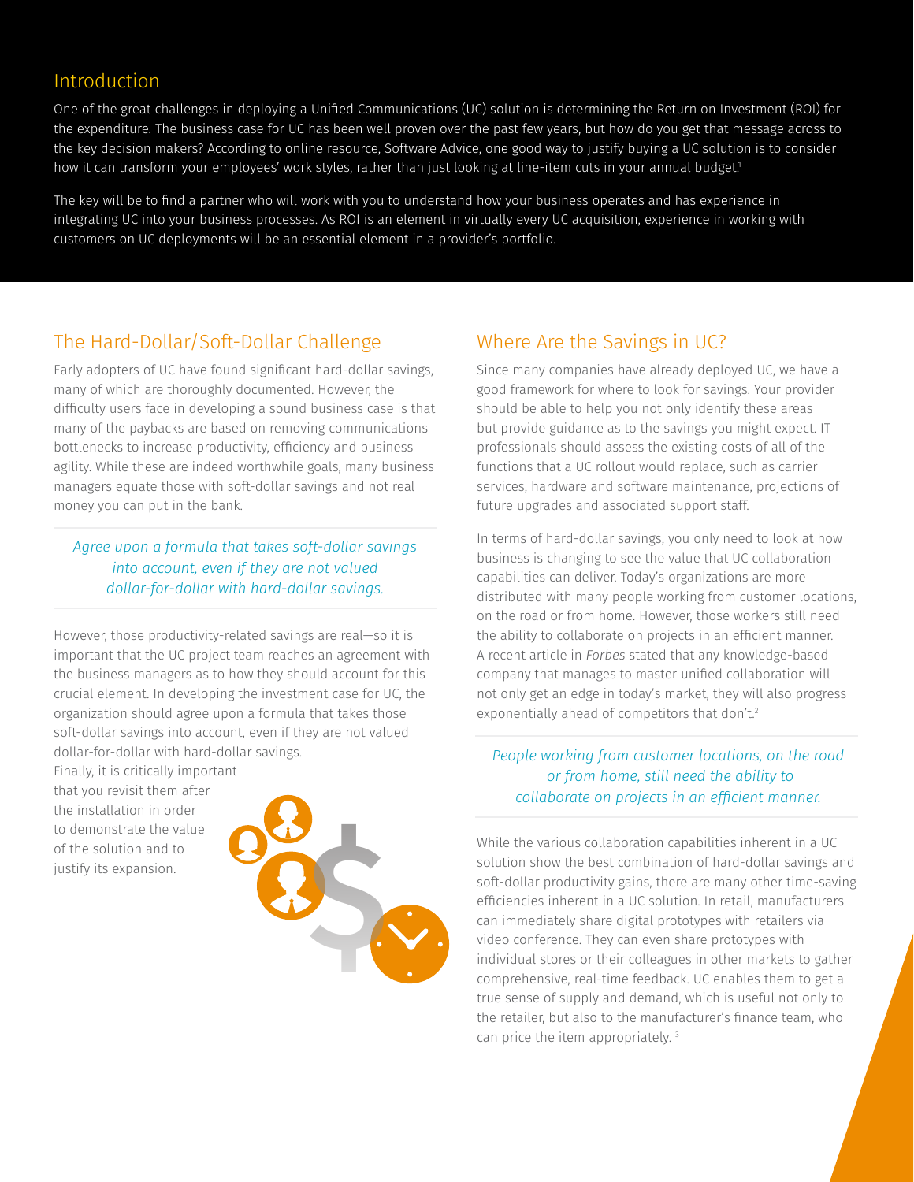## Introduction

One of the great challenges in deploying a Unified Communications (UC) solution is determining the Return on Investment (ROI) for the expenditure. The business case for UC has been well proven over the past few years, but how do you get that message across to the key decision makers? According to online resource, Software Advice, one good way to justify buying a UC solution is to consider how it can transform your employees' work styles, rather than just looking at line-item cuts in your annual budget.[1]

The key will be to find a partner who will work with you to understand how your business operates and has experience in integrating UC into your business processes. As ROI is an element in virtually every UC acquisition, experience in working with customers on UC deployments will be an essential element in a provider's portfolio.

## The Hard-Dollar/Soft-Dollar Challenge

Early adopters of UC have found significant hard-dollar savings, many of which are thoroughly documented. However, the difficulty users face in developing a sound business case is that many of the paybacks are based on removing communications bottlenecks to increase productivity, efficiency and business agility. While these are indeed worthwhile goals, many business managers equate those with soft-dollar savings and not real money you can put in the bank.

*Agree upon a formula that takes soft-dollar savings into account, even if they are not valued dollar-for-dollar with hard-dollar savings.*

However, those productivity-related savings are real—so it is important that the UC project team reaches an agreement with the business managers as to how they should account for this crucial element. In developing the investment case for UC, the organization should agree upon a formula that takes those soft-dollar savings into account, even if they are not valued dollar-for-dollar with hard-dollar savings.

Finally, it is critically important that you revisit them after the installation in order to demonstrate the value of the solution and to justify its expansion.

## Where Are the Savings in UC?

Since many companies have already deployed UC, we have a good framework for where to look for savings. Your provider should be able to help you not only identify these areas but provide guidance as to the savings you might expect. IT professionals should assess the existing costs of all of the functions that a UC rollout would replace, such as carrier services, hardware and software maintenance, projections of future upgrades and associated support staff.

In terms of hard-dollar savings, you only need to look at how business is changing to see the value that UC collaboration capabilities can deliver. Today's organizations are more distributed with many people working from customer locations, on the road or from home. However, those workers still need the ability to collaborate on projects in an efficient manner. A recent article in *Forbes* stated that any knowledge-based company that manages to master unified collaboration will not only get an edge in today's market, they will also progress exponentially ahead of competitors that don't.[2]

*People working from customer locations, on the road or from home, still need the ability to collaborate on projects in an efficient manner.*

While the various collaboration capabilities inherent in a UC solution show the best combination of hard-dollar savings and soft-dollar productivity gains, there are many other time-saving efficiencies inherent in a UC solution. In retail, manufacturers can immediately share digital prototypes with retailers via video conference. They can even share prototypes with individual stores or their colleagues in other markets to gather comprehensive, real-time feedback. UC enables them to get a true sense of supply and demand, which is useful not only to the retailer, but also to the manufacturer's finance team, who can price the item appropriately.[3]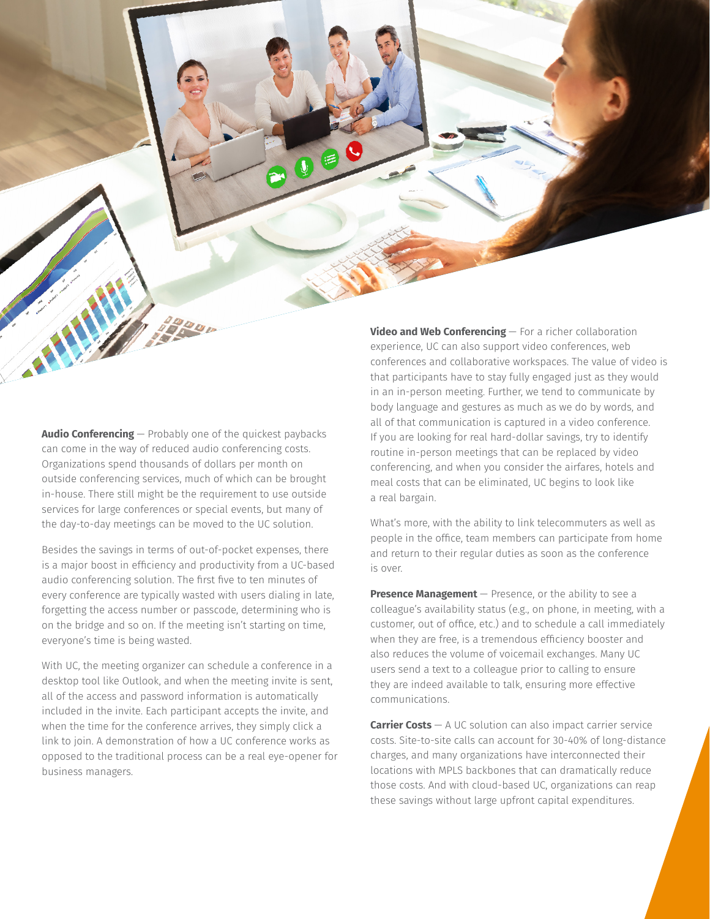**Audio Conferencing** — Probably one of the quickest paybacks can come in the way of reduced audio conferencing costs. Organizations spend thousands of dollars per month on outside conferencing services, much of which can be brought in-house. There still might be the requirement to use outside services for large conferences or special events, but many of the day-to-day meetings can be moved to the UC solution.

Besides the savings in terms of out-of-pocket expenses, there is a major boost in efficiency and productivity from a UC-based audio conferencing solution. The first five to ten minutes of every conference are typically wasted with users dialing in late, forgetting the access number or passcode, determining who is on the bridge and so on. If the meeting isn't starting on time, everyone's time is being wasted.

With UC, the meeting organizer can schedule a conference in a desktop tool like Outlook, and when the meeting invite is sent, all of the access and password information is automatically included in the invite. Each participant accepts the invite, and when the time for the conference arrives, they simply click a link to join. A demonstration of how a UC conference works as opposed to the traditional process can be a real eye-opener for business managers.

**Video and Web Conferencing** — For a richer collaboration experience, UC can also support video conferences, web conferences and collaborative workspaces. The value of video is that participants have to stay fully engaged just as they would in an in-person meeting. Further, we tend to communicate by body language and gestures as much as we do by words, and all of that communication is captured in a video conference. If you are looking for real hard-dollar savings, try to identify routine in-person meetings that can be replaced by video conferencing, and when you consider the airfares, hotels and meal costs that can be eliminated, UC begins to look like a real bargain.

What's more, with the ability to link telecommuters as well as people in the office, team members can participate from home and return to their regular duties as soon as the conference is over.

**Presence Management** — Presence, or the ability to see a colleague's availability status (e.g., on phone, in meeting, with a customer, out of office, etc.) and to schedule a call immediately when they are free, is a tremendous efficiency booster and also reduces the volume of voicemail exchanges. Many UC users send a text to a colleague prior to calling to ensure they are indeed available to talk, ensuring more effective communications.

**Carrier Costs** — A UC solution can also impact carrier service costs. Site-to-site calls can account for 30-40% of long-distance charges, and many organizations have interconnected their locations with MPLS backbones that can dramatically reduce those costs. And with cloud-based UC, organizations can reap these savings without large upfront capital expenditures.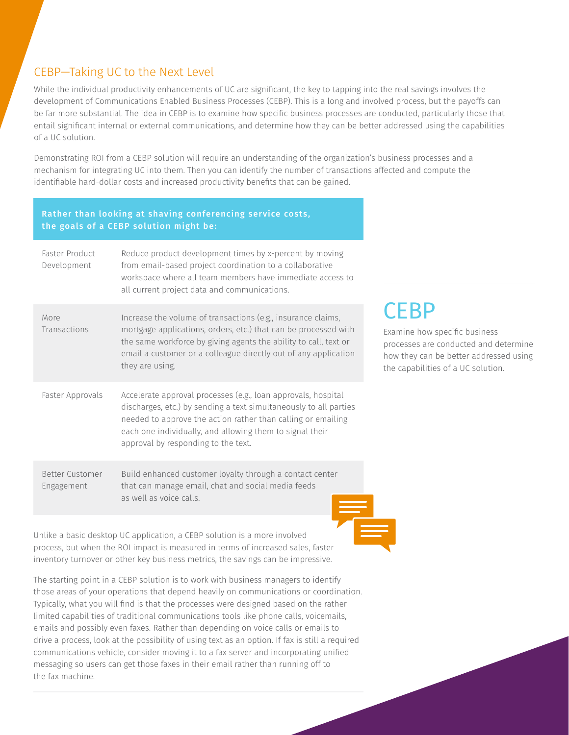## CEBP—Taking UC to the Next Level

While the individual productivity enhancements of UC are significant, the key to tapping into the real savings involves the development of Communications Enabled Business Processes (CEBP). This is a long and involved process, but the payoffs can be far more substantial. The idea in CEBP is to examine how specific business processes are conducted, particularly those that entail significant internal or external communications, and determine how they can be better addressed using the capabilities of a UC solution.

Demonstrating ROI from a CEBP solution will require an understanding of the organization's business processes and a mechanism for integrating UC into them. Then you can identify the number of transactions affected and compute the identifiable hard-dollar costs and increased productivity benefits that can be gained.

| **Rather than looking at shaving conferencing service costs, the goals of a CEBP solution might be:** | |
|---|---|
| Faster Product Development | Reduce product development times by x-percent by moving from email-based project coordination to a collaborative workspace where all team members have immediate access to all current project data and communications. |
| More Transactions | Increase the volume of transactions (e.g., insurance claims, mortgage applications, orders, etc.) that can be processed with the same workforce by giving agents the ability to call, text or email a customer or a colleague directly out of any application they are using. |
| Faster Approvals | Accelerate approval processes (e.g., loan approvals, hospital discharges, etc.) by sending a text simultaneously to all parties needed to approve the action rather than calling or emailing each one individually, and allowing them to signal their approval by responding to the text. |
| Better Customer Engagement | Build enhanced customer loyalty through a contact center that can manage email, chat and social media feeds as well as voice calls. |

## CEBP

Examine how specific business processes are conducted and determine how they can be better addressed using the capabilities of a UC solution.

Unlike a basic desktop UC application, a CEBP solution is a more involved process, but when the ROI impact is measured in terms of increased sales, faster inventory turnover or other key business metrics, the savings can be impressive.

The starting point in a CEBP solution is to work with business managers to identify those areas of your operations that depend heavily on communications or coordination. Typically, what you will find is that the processes were designed based on the rather limited capabilities of traditional communications tools like phone calls, voicemails, emails and possibly even faxes. Rather than depending on voice calls or emails to drive a process, look at the possibility of using text as an option. If fax is still a required communications vehicle, consider moving it to a fax server and incorporating unified messaging so users can get those faxes in their email rather than running off to the fax machine.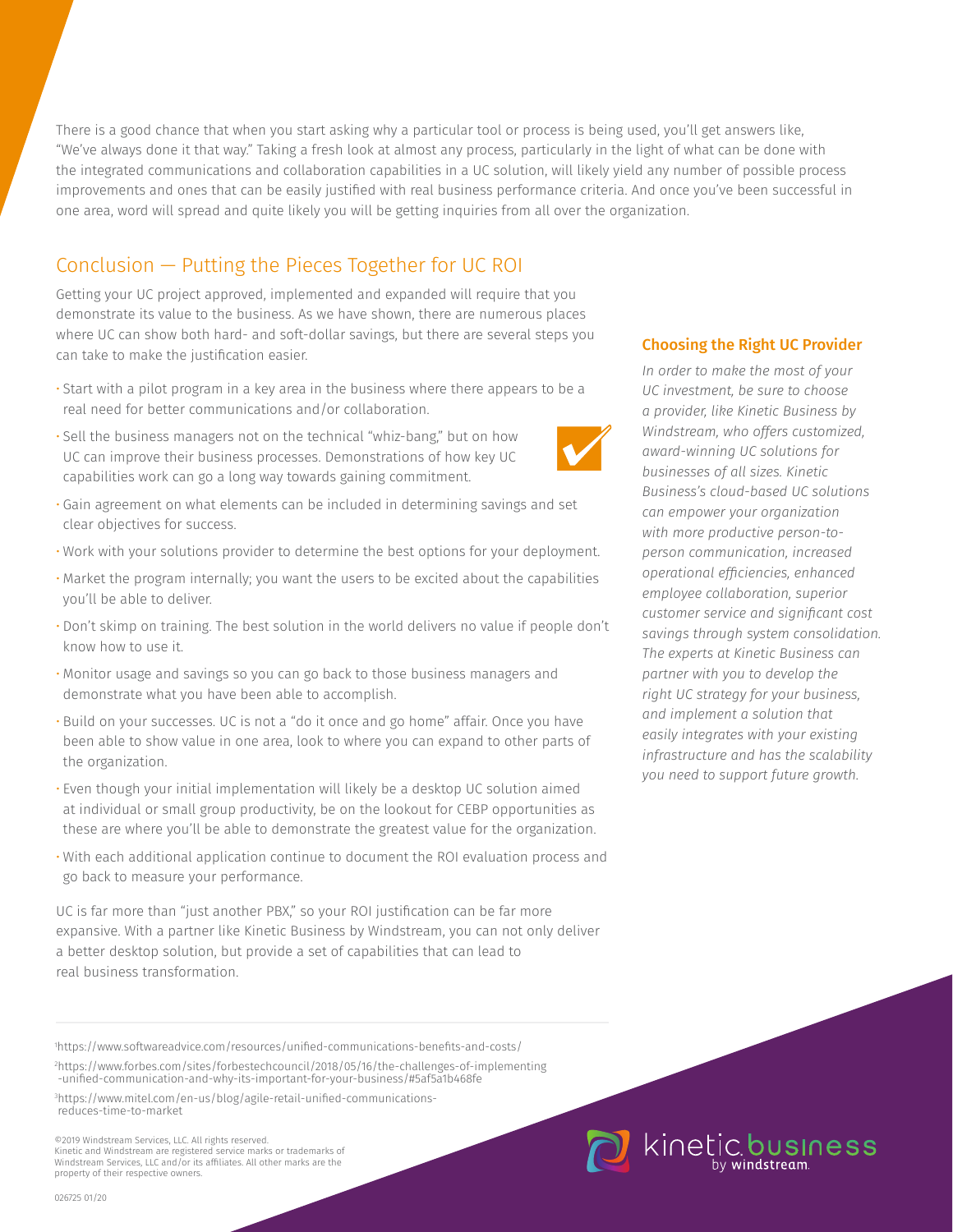There is a good chance that when you start asking why a particular tool or process is being used, you'll get answers like, "We've always done it that way." Taking a fresh look at almost any process, particularly in the light of what can be done with the integrated communications and collaboration capabilities in a UC solution, will likely yield any number of possible process improvements and ones that can be easily justified with real business performance criteria. And once you've been successful in one area, word will spread and quite likely you will be getting inquiries from all over the organization.

## Conclusion — Putting the Pieces Together for UC ROI

Getting your UC project approved, implemented and expanded will require that you demonstrate its value to the business. As we have shown, there are numerous places where UC can show both hard- and soft-dollar savings, but there are several steps you can take to make the justification easier.

- Start with a pilot program in a key area in the business where there appears to be a real need for better communications and/or collaboration.
- Sell the business managers not on the technical "whiz-bang," but on how UC can improve their business processes. Demonstrations of how key UC capabilities work can go a long way towards gaining commitment.
- Gain agreement on what elements can be included in determining savings and set clear objectives for success.
- Work with your solutions provider to determine the best options for your deployment.
- Market the program internally; you want the users to be excited about the capabilities you'll be able to deliver.
- Don't skimp on training. The best solution in the world delivers no value if people don't know how to use it.
- Monitor usage and savings so you can go back to those business managers and demonstrate what you have been able to accomplish.
- Build on your successes. UC is not a "do it once and go home" affair. Once you have been able to show value in one area, look to where you can expand to other parts of the organization.
- Even though your initial implementation will likely be a desktop UC solution aimed at individual or small group productivity, be on the lookout for CEBP opportunities as these are where you'll be able to demonstrate the greatest value for the organization.
- With each additional application continue to document the ROI evaluation process and go back to measure your performance.

UC is far more than "just another PBX," so your ROI justification can be far more expansive. With a partner like Kinetic Business by Windstream, you can not only deliver a better desktop solution, but provide a set of capabilities that can lead to real business transformation.

### Choosing the Right UC Provider

*In order to make the most of your UC investment, be sure to choose a provider, like Kinetic Business by Windstream, who offers customized, award-winning UC solutions for businesses of all sizes. Kinetic Business's cloud-based UC solutions can empower your organization with more productive person-to-person communication, increased operational efficiencies, enhanced employee collaboration, superior customer service and significant cost savings through system consolidation. The experts at Kinetic Business can partner with you to develop the right UC strategy for your business, and implement a solution that easily integrates with your existing infrastructure and has the scalability you need to support future growth.*

[1] https://www.softwareadvice.com/resources/unified-communications-benefits-and-costs/

[2] https://www.forbes.com/sites/forbestechcouncil/2018/05/16/the-challenges-of-implementing-unified-communication-and-why-its-important-for-your-business/#5af5a1b468fe

[3] https://www.mitel.com/en-us/blog/agile-retail-unified-communications-reduces-time-to-market

©2019 Windstream Services, LLC. All rights reserved.
Kinetic and Windstream are registered service marks or trademarks of Windstream Services, LLC and/or its affiliates. All other marks are the property of their respective owners.

026725 01/20

kinetic business by windstream.